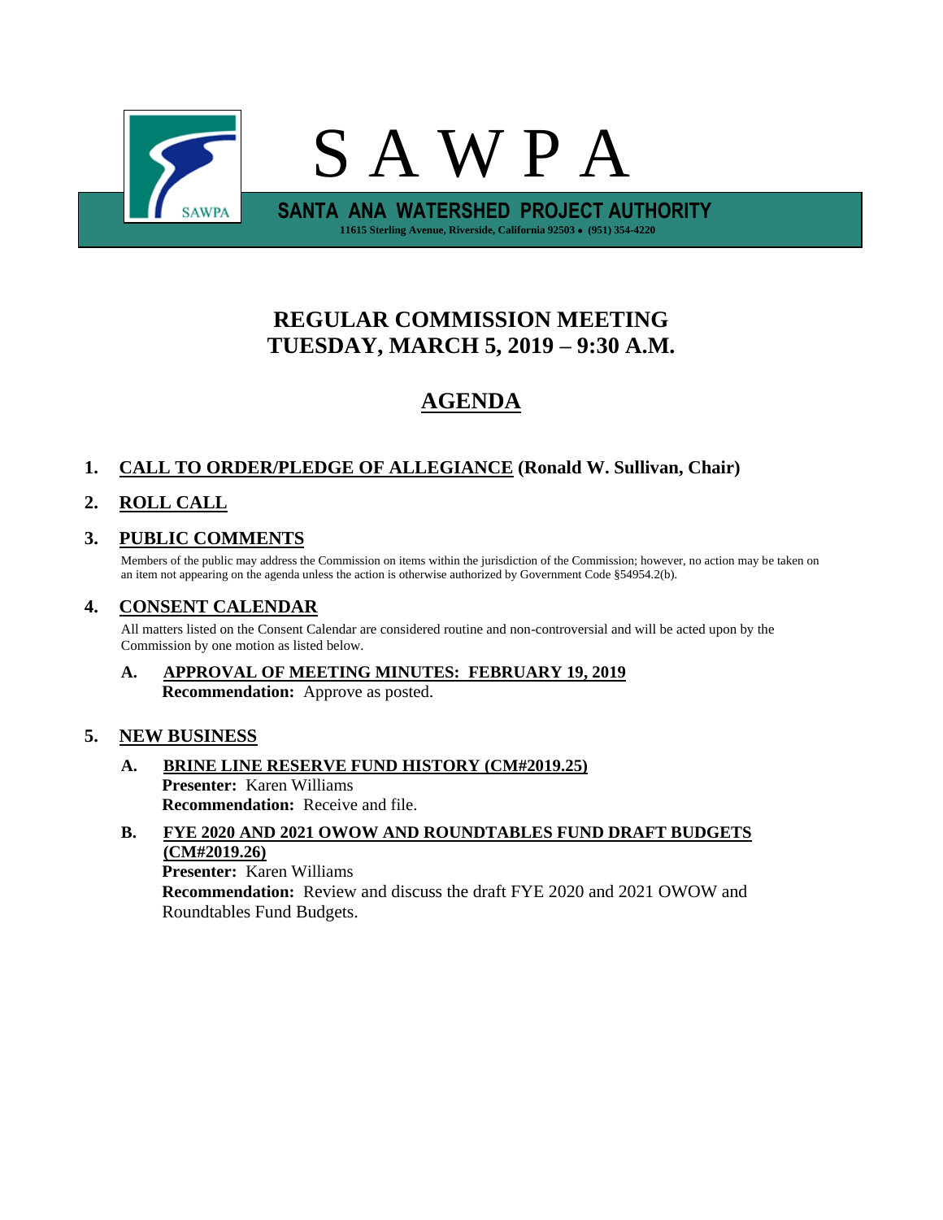# S A W P A

**SANTA ANA WATERSHED PROJECT AUTHORITY**

11615 Sterling Avenue, Riverside, California 92503 • (951) 354-4220

## REGULAR COMMISSION MEETING
## TUESDAY, MARCH 5, 2019 – 9:30 A.M.

## AGENDA

### 1. CALL TO ORDER/PLEDGE OF ALLEGIANCE (Ronald W. Sullivan, Chair)

### 2. ROLL CALL

### 3. PUBLIC COMMENTS

Members of the public may address the Commission on items within the jurisdiction of the Commission; however, no action may be taken on an item not appearing on the agenda unless the action is otherwise authorized by Government Code §54954.2(b).

### 4. CONSENT CALENDAR

All matters listed on the Consent Calendar are considered routine and non-controversial and will be acted upon by the Commission by one motion as listed below.

**A. APPROVAL OF MEETING MINUTES: FEBRUARY 19, 2019**
**Recommendation:** Approve as posted.

### 5. NEW BUSINESS

**A. BRINE LINE RESERVE FUND HISTORY (CM#2019.25)**
**Presenter:** Karen Williams
**Recommendation:** Receive and file.

**B. FYE 2020 AND 2021 OWOW AND ROUNDTABLES FUND DRAFT BUDGETS (CM#2019.26)**
**Presenter:** Karen Williams
**Recommendation:** Review and discuss the draft FYE 2020 and 2021 OWOW and Roundtables Fund Budgets.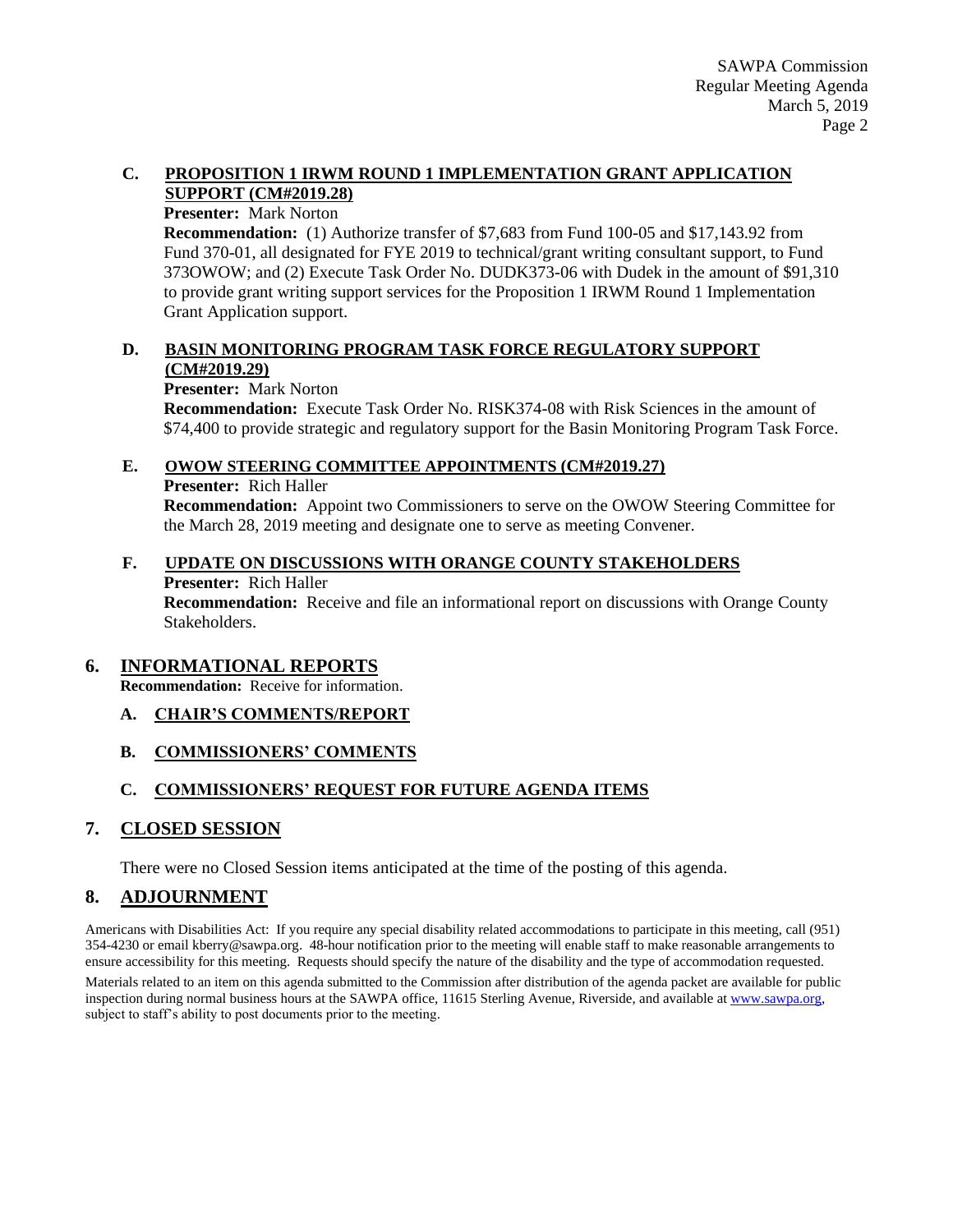### C. **PROPOSITION 1 IRWM ROUND 1 IMPLEMENTATION GRANT APPLICATION SUPPORT (CM#2019.28)**

**Presenter:** Mark Norton

**Recommendation:** (1) Authorize transfer of $7,683 from Fund 100-05 and $17,143.92 from Fund 370-01, all designated for FYE 2019 to technical/grant writing consultant support, to Fund 373OWOW; and (2) Execute Task Order No. DUDK373-06 with Dudek in the amount of $91,310 to provide grant writing support services for the Proposition 1 IRWM Round 1 Implementation Grant Application support.

### D. **BASIN MONITORING PROGRAM TASK FORCE REGULATORY SUPPORT (CM#2019.29)**

**Presenter:** Mark Norton

**Recommendation:** Execute Task Order No. RISK374-08 with Risk Sciences in the amount of $74,400 to provide strategic and regulatory support for the Basin Monitoring Program Task Force.

### E. **OWOW STEERING COMMITTEE APPOINTMENTS (CM#2019.27)**

**Presenter:** Rich Haller

**Recommendation:** Appoint two Commissioners to serve on the OWOW Steering Committee for the March 28, 2019 meeting and designate one to serve as meeting Convener.

### F. **UPDATE ON DISCUSSIONS WITH ORANGE COUNTY STAKEHOLDERS**

**Presenter:** Rich Haller

**Recommendation:** Receive and file an informational report on discussions with Orange County Stakeholders.

## 6. **INFORMATIONAL REPORTS**

**Recommendation:** Receive for information.

### A. **CHAIR'S COMMENTS/REPORT**

### B. **COMMISSIONERS' COMMENTS**

### C. **COMMISSIONERS' REQUEST FOR FUTURE AGENDA ITEMS**

## 7. **CLOSED SESSION**

There were no Closed Session items anticipated at the time of the posting of this agenda.

## 8. **ADJOURNMENT**

Americans with Disabilities Act: If you require any special disability related accommodations to participate in this meeting, call (951) 354-4230 or email kberry@sawpa.org. 48-hour notification prior to the meeting will enable staff to make reasonable arrangements to ensure accessibility for this meeting. Requests should specify the nature of the disability and the type of accommodation requested.

Materials related to an item on this agenda submitted to the Commission after distribution of the agenda packet are available for public inspection during normal business hours at the SAWPA office, 11615 Sterling Avenue, Riverside, and available at www.sawpa.org, subject to staff's ability to post documents prior to the meeting.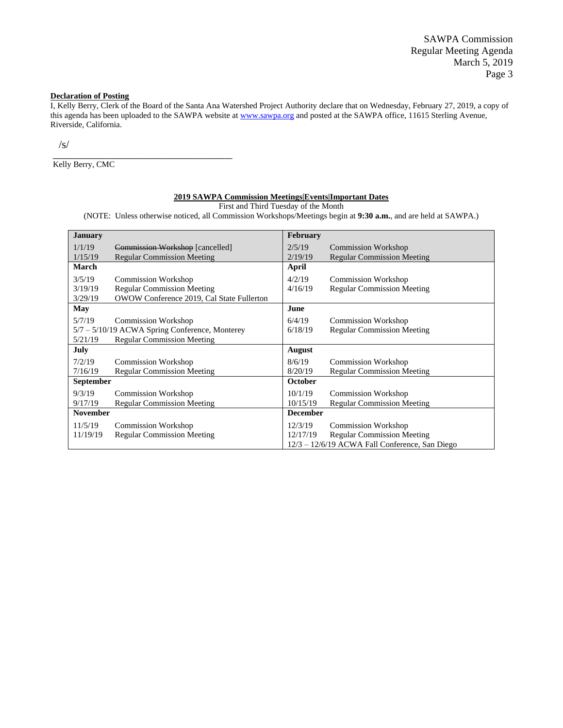**Declaration of Posting**

I, Kelly Berry, Clerk of the Board of the Santa Ana Watershed Project Authority declare that on Wednesday, February 27, 2019, a copy of this agenda has been uploaded to the SAWPA website at www.sawpa.org and posted at the SAWPA office, 11615 Sterling Avenue, Riverside, California.

/s/

\_\_\_\_\_\_\_\_\_\_\_\_\_\_\_\_\_\_\_\_\_\_\_\_\_\_\_\_\_\_\_\_\_\_\_\_\_\_\_\_

Kelly Berry, CMC

**2019 SAWPA Commission Meetings|Events|Important Dates**

First and Third Tuesday of the Month

(NOTE: Unless otherwise noticed, all Commission Workshops/Meetings begin at **9:30 a.m.**, and are held at SAWPA.)

| | |
|---|---|
| **January** | **February** |
| 1/1/19 ~~Commission Workshop~~ [cancelled]<br>1/15/19 Regular Commission Meeting | 2/5/19 Commission Workshop<br>2/19/19 Regular Commission Meeting |
| **March** | **April** |
| 3/5/19 Commission Workshop<br>3/19/19 Regular Commission Meeting<br>3/29/19 OWOW Conference 2019, Cal State Fullerton | 4/2/19 Commission Workshop<br>4/16/19 Regular Commission Meeting |
| **May** | **June** |
| 5/7/19 Commission Workshop<br>5/7 – 5/10/19 ACWA Spring Conference, Monterey<br>5/21/19 Regular Commission Meeting | 6/4/19 Commission Workshop<br>6/18/19 Regular Commission Meeting |
| **July** | **August** |
| 7/2/19 Commission Workshop<br>7/16/19 Regular Commission Meeting | 8/6/19 Commission Workshop<br>8/20/19 Regular Commission Meeting |
| **September** | **October** |
| 9/3/19 Commission Workshop<br>9/17/19 Regular Commission Meeting | 10/1/19 Commission Workshop<br>10/15/19 Regular Commission Meeting |
| **November** | **December** |
| 11/5/19 Commission Workshop<br>11/19/19 Regular Commission Meeting | 12/3/19 Commission Workshop<br>12/17/19 Regular Commission Meeting<br>12/3 – 12/6/19 ACWA Fall Conference, San Diego |